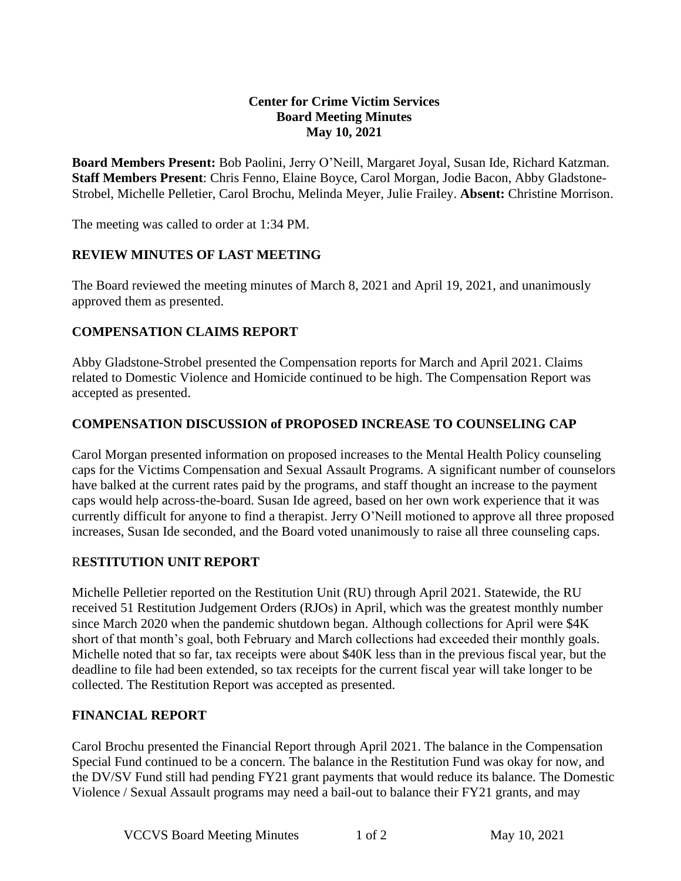**Center for Crime Victim Services**
**Board Meeting Minutes**
**May 10, 2021**

**Board Members Present:** Bob Paolini, Jerry O'Neill, Margaret Joyal, Susan Ide, Richard Katzman. **Staff Members Present**: Chris Fenno, Elaine Boyce, Carol Morgan, Jodie Bacon, Abby Gladstone-Strobel, Michelle Pelletier, Carol Brochu, Melinda Meyer, Julie Frailey. **Absent:** Christine Morrison.

The meeting was called to order at 1:34 PM.

## REVIEW MINUTES OF LAST MEETING

The Board reviewed the meeting minutes of March 8, 2021 and April 19, 2021, and unanimously approved them as presented.

## COMPENSATION CLAIMS REPORT

Abby Gladstone-Strobel presented the Compensation reports for March and April 2021. Claims related to Domestic Violence and Homicide continued to be high. The Compensation Report was accepted as presented.

## COMPENSATION DISCUSSION of PROPOSED INCREASE TO COUNSELING CAP

Carol Morgan presented information on proposed increases to the Mental Health Policy counseling caps for the Victims Compensation and Sexual Assault Programs. A significant number of counselors have balked at the current rates paid by the programs, and staff thought an increase to the payment caps would help across-the-board. Susan Ide agreed, based on her own work experience that it was currently difficult for anyone to find a therapist. Jerry O'Neill motioned to approve all three proposed increases, Susan Ide seconded, and the Board voted unanimously to raise all three counseling caps.

## RESTITUTION UNIT REPORT

Michelle Pelletier reported on the Restitution Unit (RU) through April 2021. Statewide, the RU received 51 Restitution Judgement Orders (RJOs) in April, which was the greatest monthly number since March 2020 when the pandemic shutdown began. Although collections for April were $4K short of that month's goal, both February and March collections had exceeded their monthly goals. Michelle noted that so far, tax receipts were about $40K less than in the previous fiscal year, but the deadline to file had been extended, so tax receipts for the current fiscal year will take longer to be collected. The Restitution Report was accepted as presented.

## FINANCIAL REPORT

Carol Brochu presented the Financial Report through April 2021. The balance in the Compensation Special Fund continued to be a concern. The balance in the Restitution Fund was okay for now, and the DV/SV Fund still had pending FY21 grant payments that would reduce its balance. The Domestic Violence / Sexual Assault programs may need a bail-out to balance their FY21 grants, and may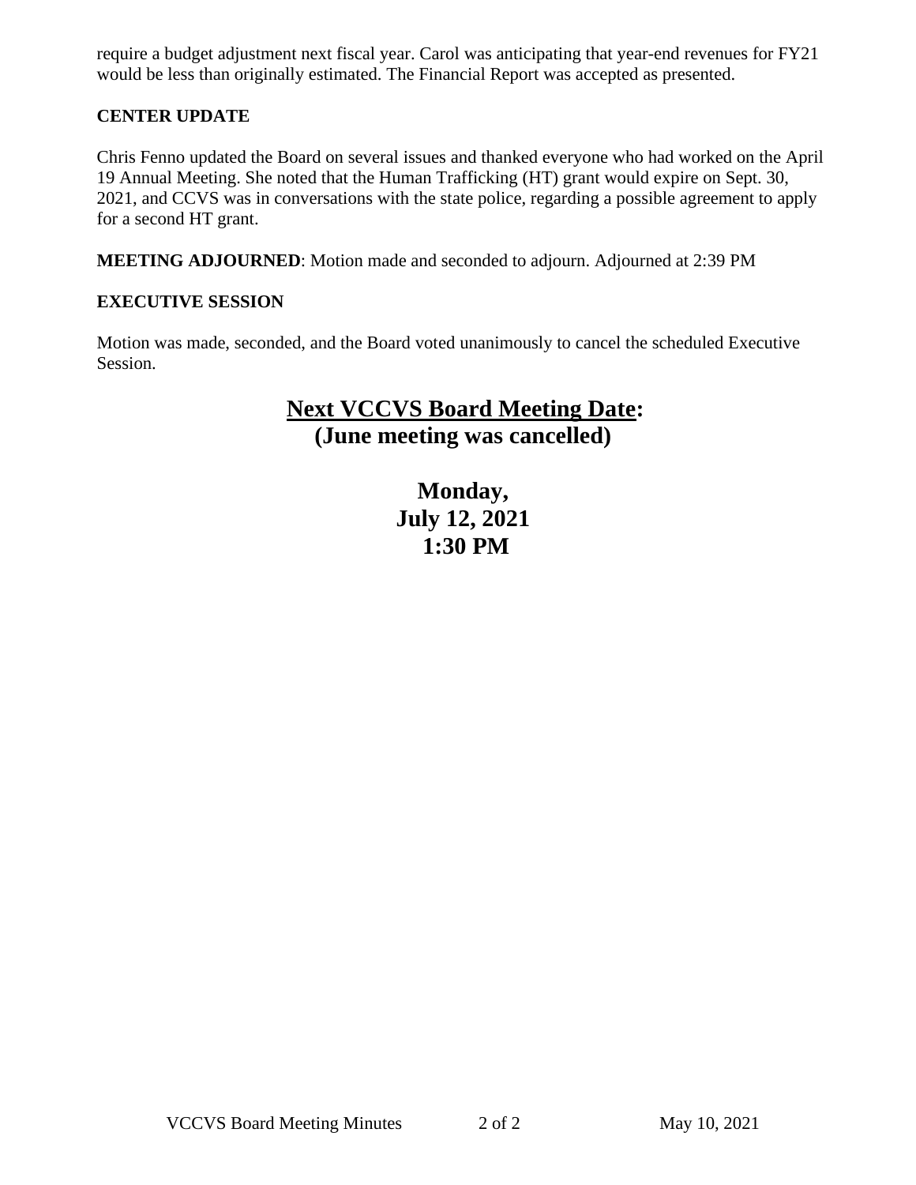require a budget adjustment next fiscal year. Carol was anticipating that year-end revenues for FY21 would be less than originally estimated. The Financial Report was accepted as presented.

**CENTER UPDATE**

Chris Fenno updated the Board on several issues and thanked everyone who had worked on the April 19 Annual Meeting. She noted that the Human Trafficking (HT) grant would expire on Sept. 30, 2021, and CCVS was in conversations with the state police, regarding a possible agreement to apply for a second HT grant.

**MEETING ADJOURNED**: Motion made and seconded to adjourn. Adjourned at 2:39 PM

**EXECUTIVE SESSION**

Motion was made, seconded, and the Board voted unanimously to cancel the scheduled Executive Session.

## <u>Next VCCVS Board Meeting Date</u>:
## (June meeting was cancelled)

## Monday,
## July 12, 2021
## 1:30 PM